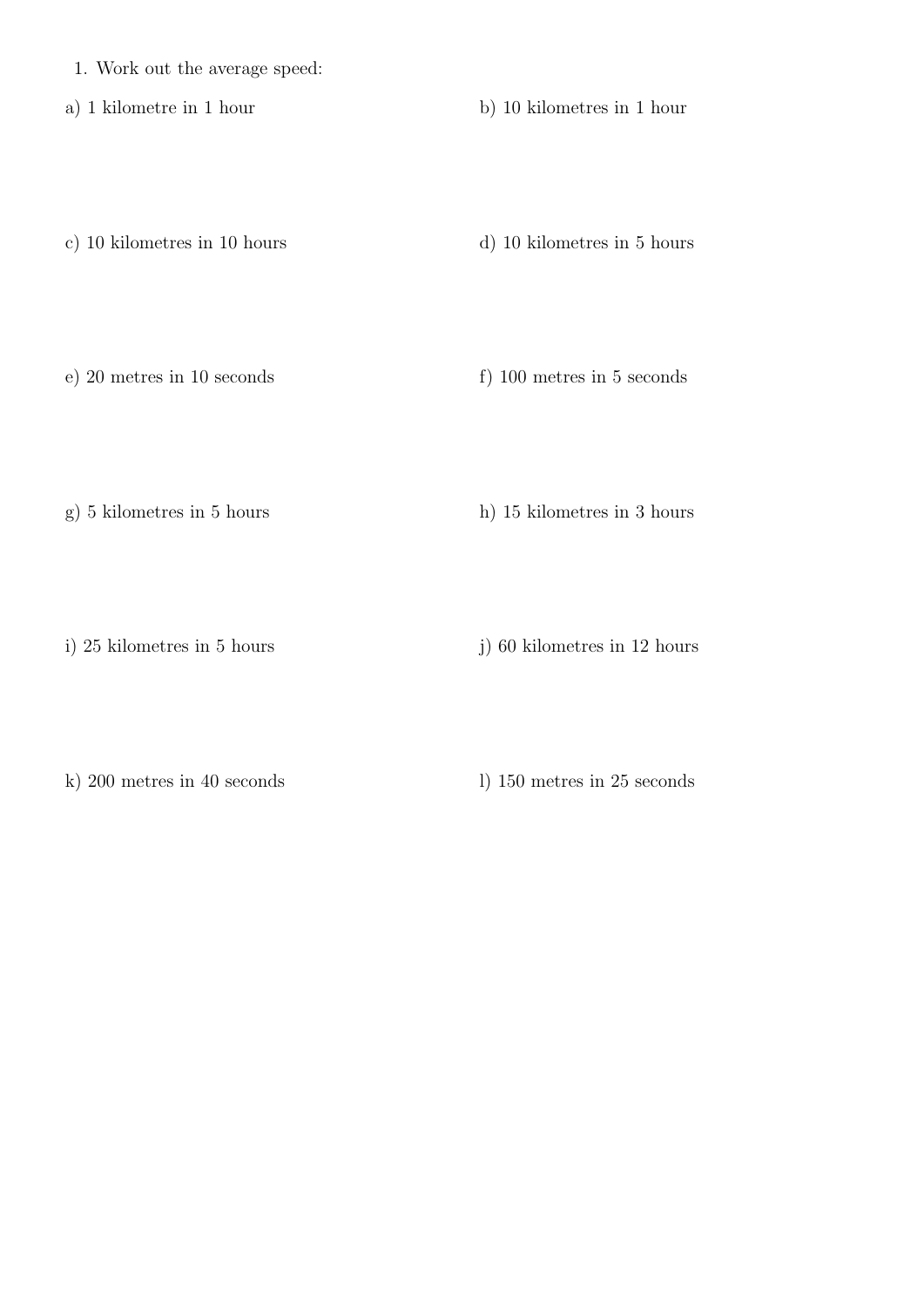1. Work out the average speed:

a) 1 kilometre in 1 hour

b) 10 kilometres in 1 hour

c) 10 kilometres in 10 hours

d) 10 kilometres in 5 hours

e) 20 metres in 10 seconds

f) 100 metres in 5 seconds

g) 5 kilometres in 5 hours

h) 15 kilometres in 3 hours

i) 25 kilometres in 5 hours

j) 60 kilometres in 12 hours

k) 200 metres in 40 seconds

l) 150 metres in 25 seconds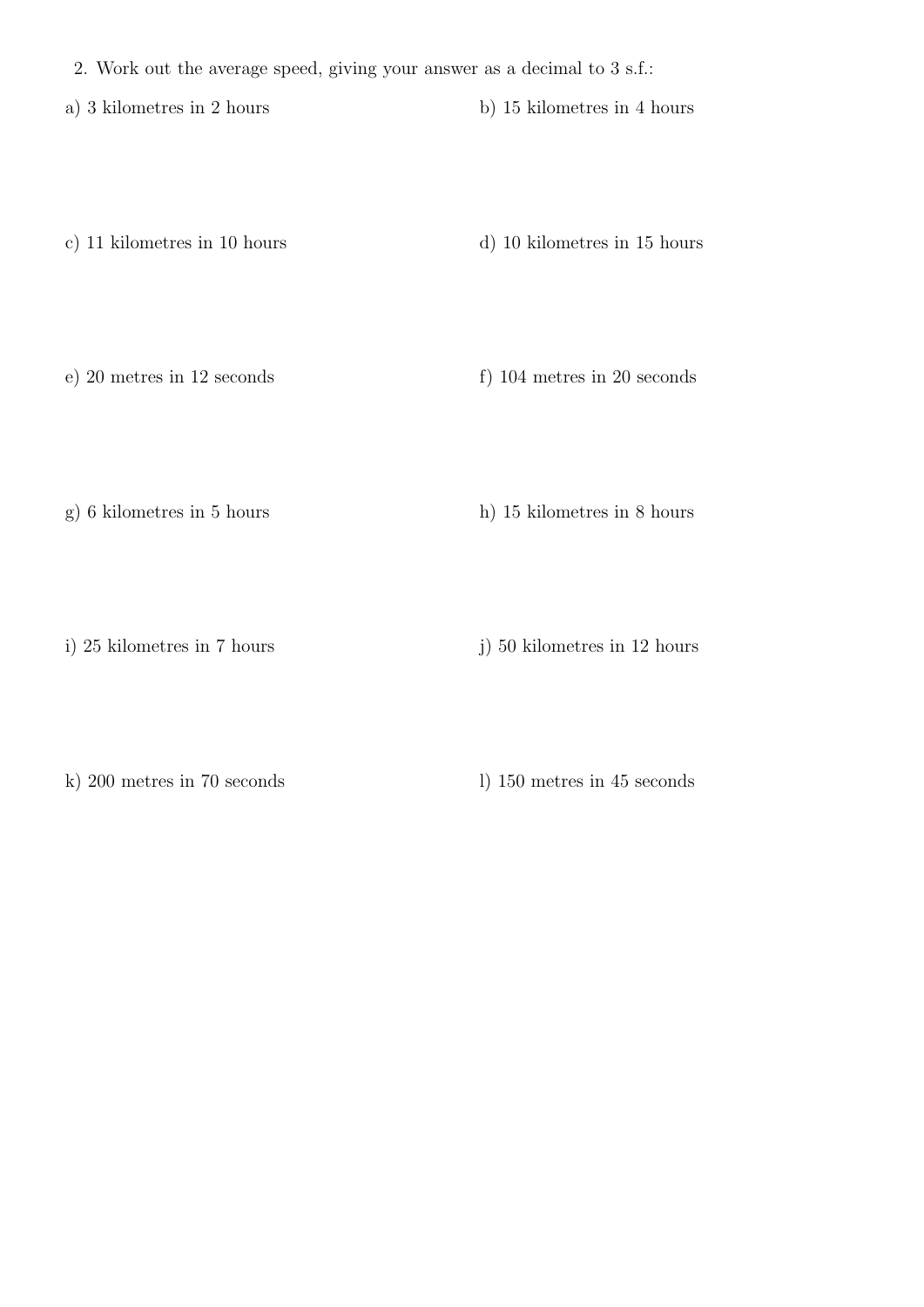2. Work out the average speed, giving your answer as a decimal to 3 s.f.:

a) 3 kilometres in 2 hours

b) 15 kilometres in 4 hours

c) 11 kilometres in 10 hours

d) 10 kilometres in 15 hours

e) 20 metres in 12 seconds

f) 104 metres in 20 seconds

g) 6 kilometres in 5 hours

h) 15 kilometres in 8 hours

i) 25 kilometres in 7 hours

j) 50 kilometres in 12 hours

k) 200 metres in 70 seconds

l) 150 metres in 45 seconds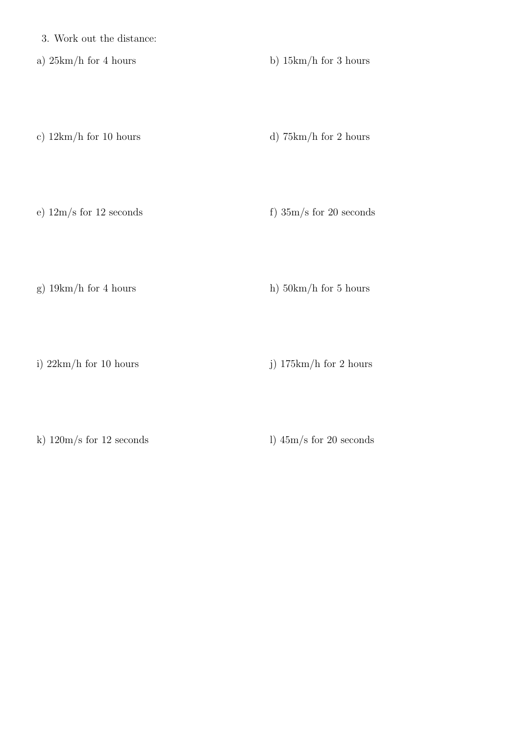3. Work out the distance:

a) 25km/h for 4 hours

b) 15km/h for 3 hours

c) 12km/h for 10 hours

d) 75km/h for 2 hours

e) 12m/s for 12 seconds

f) 35m/s for 20 seconds

g) 19km/h for 4 hours

h) 50km/h for 5 hours

i) 22km/h for 10 hours

j) 175km/h for 2 hours

k) 120m/s for 12 seconds

l) 45m/s for 20 seconds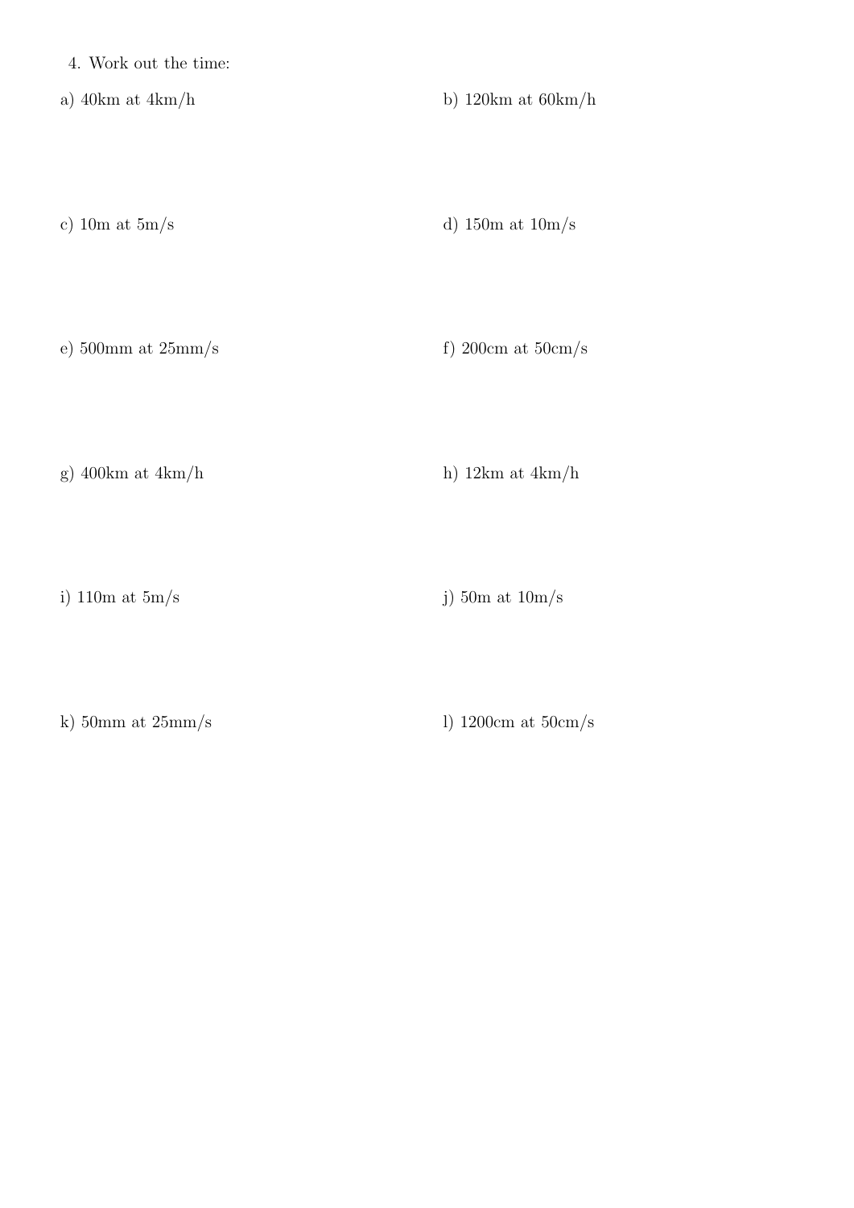4. Work out the time:

a) 40km at 4km/h

b) 120km at 60km/h

c) 10m at 5m/s

d) 150m at 10m/s

e) 500mm at 25mm/s

f) 200cm at 50cm/s

g) 400km at 4km/h

h) 12km at 4km/h

i) 110m at 5m/s

j) 50m at 10m/s

k) 50mm at 25mm/s

l) 1200cm at 50cm/s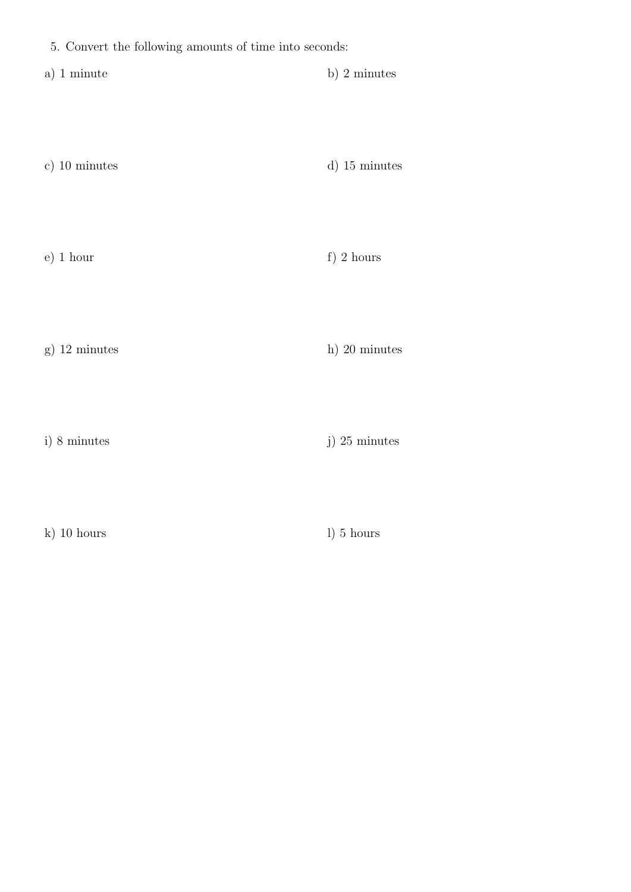5. Convert the following amounts of time into seconds:

a) 1 minute

b) 2 minutes

c) 10 minutes

d) 15 minutes

e) 1 hour

f) 2 hours

g) 12 minutes

h) 20 minutes

i) 8 minutes

j) 25 minutes

k) 10 hours

l) 5 hours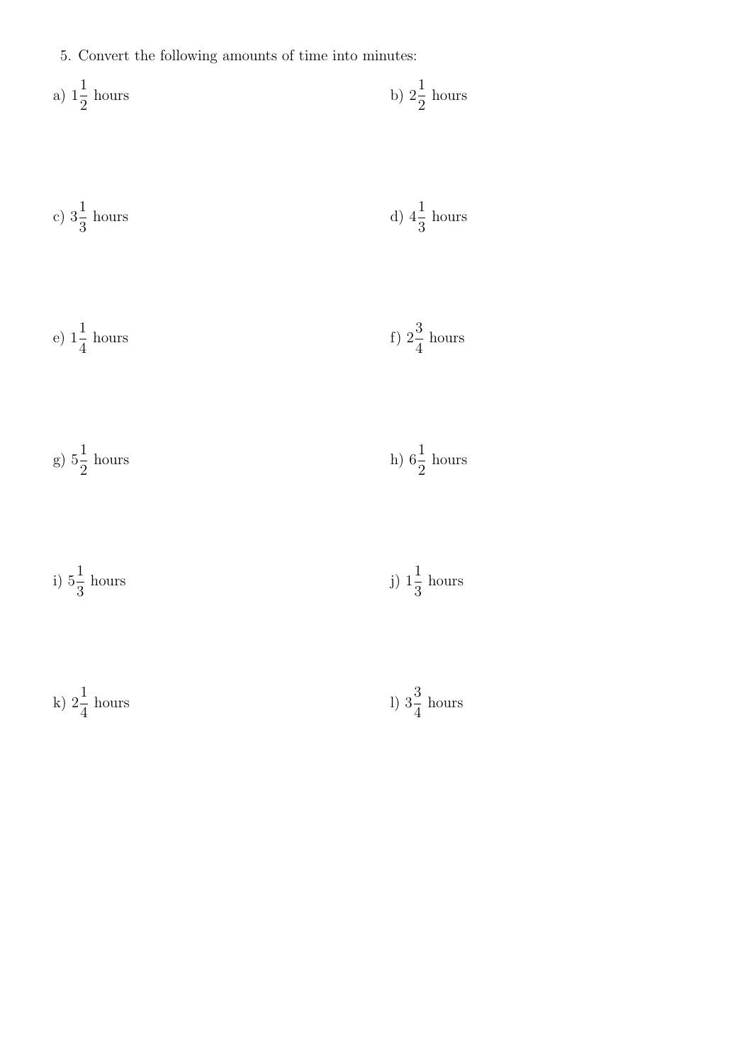5. Convert the following amounts of time into minutes:

a) $1\frac{1}{2}$ hours

b) $2\frac{1}{2}$ hours

c) $3\frac{1}{3}$ hours

d) $4\frac{1}{3}$ hours

e) $1\frac{1}{4}$ hours

f) $2\frac{3}{4}$ hours

g) $5\frac{1}{2}$ hours

h) $6\frac{1}{2}$ hours

i) $5\frac{1}{3}$ hours

j) $1\frac{1}{3}$ hours

k) $2\frac{1}{4}$ hours

l) $3\frac{3}{4}$ hours